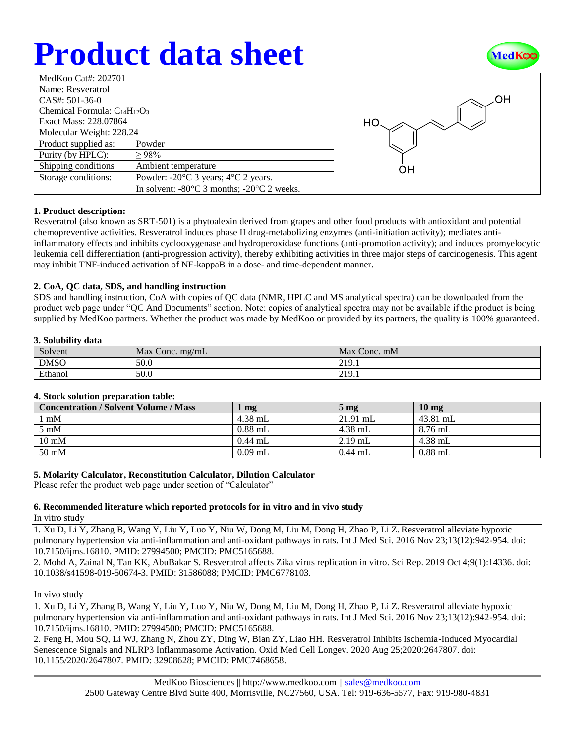# Product data sheet

| MedKoo Cat#: 202701 | |
|---|---|
| Name: Resveratrol | |
| CAS#: 501-36-0 | |
| Chemical Formula: $C_{14}H_{12}O_3$ | |
| Exact Mass: 228.07864 | |
| Molecular Weight: 228.24 | |
| Product supplied as: | Powder |
| Purity (by HPLC): | ≥ 98% |
| Shipping conditions | Ambient temperature |
| Storage conditions: | Powder: -20°C 3 years; 4°C 2 years. |
| | In solvent: -80°C 3 months; -20°C 2 weeks. |

### 1. Product description:

Resveratrol (also known as SRT-501) is a phytoalexin derived from grapes and other food products with antioxidant and potential chemopreventive activities. Resveratrol induces phase II drug-metabolizing enzymes (anti-initiation activity); mediates anti-inflammatory effects and inhibits cyclooxygenase and hydroperoxidase functions (anti-promotion activity); and induces promyelocytic leukemia cell differentiation (anti-progression activity), thereby exhibiting activities in three major steps of carcinogenesis. This agent may inhibit TNF-induced activation of NF-kappaB in a dose- and time-dependent manner.

### 2. CoA, QC data, SDS, and handling instruction

SDS and handling instruction, CoA with copies of QC data (NMR, HPLC and MS analytical spectra) can be downloaded from the product web page under "QC And Documents" section. Note: copies of analytical spectra may not be available if the product is being supplied by MedKoo partners. Whether the product was made by MedKoo or provided by its partners, the quality is 100% guaranteed.

### 3. Solubility data

| Solvent | Max Conc. mg/mL | Max Conc. mM |
|---|---|---|
| DMSO | 50.0 | 219.1 |
| Ethanol | 50.0 | 219.1 |

### 4. Stock solution preparation table:

| Concentration / Solvent Volume / Mass | 1 mg | 5 mg | 10 mg |
|---|---|---|---|
| 1 mM | 4.38 mL | 21.91 mL | 43.81 mL |
| 5 mM | 0.88 mL | 4.38 mL | 8.76 mL |
| 10 mM | 0.44 mL | 2.19 mL | 4.38 mL |
| 50 mM | 0.09 mL | 0.44 mL | 0.88 mL |

### 5. Molarity Calculator, Reconstitution Calculator, Dilution Calculator

Please refer the product web page under section of "Calculator"

### 6. Recommended literature which reported protocols for in vitro and in vivo study

In vitro study

1. Xu D, Li Y, Zhang B, Wang Y, Liu Y, Luo Y, Niu W, Dong M, Liu M, Dong H, Zhao P, Li Z. Resveratrol alleviate hypoxic pulmonary hypertension via anti-inflammation and anti-oxidant pathways in rats. Int J Med Sci. 2016 Nov 23;13(12):942-954. doi: 10.7150/ijms.16810. PMID: 27994500; PMCID: PMC5165688.
2. Mohd A, Zainal N, Tan KK, AbuBakar S. Resveratrol affects Zika virus replication in vitro. Sci Rep. 2019 Oct 4;9(1):14336. doi: 10.1038/s41598-019-50674-3. PMID: 31586088; PMCID: PMC6778103.

In vivo study

1. Xu D, Li Y, Zhang B, Wang Y, Liu Y, Luo Y, Niu W, Dong M, Liu M, Dong H, Zhao P, Li Z. Resveratrol alleviate hypoxic pulmonary hypertension via anti-inflammation and anti-oxidant pathways in rats. Int J Med Sci. 2016 Nov 23;13(12):942-954. doi: 10.7150/ijms.16810. PMID: 27994500; PMCID: PMC5165688.
2. Feng H, Mou SQ, Li WJ, Zhang N, Zhou ZY, Ding W, Bian ZY, Liao HH. Resveratrol Inhibits Ischemia-Induced Myocardial Senescence Signals and NLRP3 Inflammasome Activation. Oxid Med Cell Longev. 2020 Aug 25;2020:2647807. doi: 10.1155/2020/2647807. PMID: 32908628; PMCID: PMC7468658.

MedKoo Biosciences || http://www.medkoo.com || sales@medkoo.com
2500 Gateway Centre Blvd Suite 400, Morrisville, NC27560, USA. Tel: 919-636-5577, Fax: 919-980-4831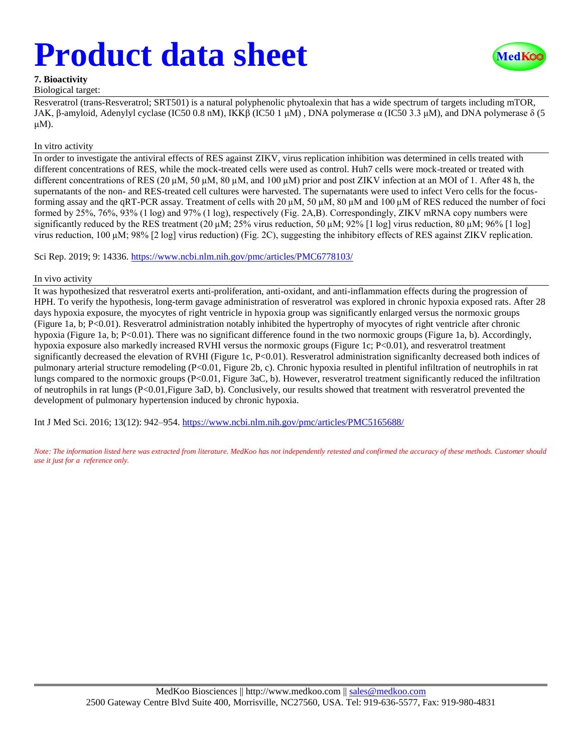# Product data sheet

**7. Bioactivity**

Biological target:

Resveratrol (trans-Resveratrol; SRT501) is a natural polyphenolic phytoalexin that has a wide spectrum of targets including mTOR, JAK, β-amyloid, Adenylyl cyclase (IC50 0.8 nM), IKKβ (IC50 1 μM) , DNA polymerase α (IC50 3.3 μM), and DNA polymerase δ (5 μM).

In vitro activity

In order to investigate the antiviral effects of RES against ZIKV, virus replication inhibition was determined in cells treated with different concentrations of RES, while the mock-treated cells were used as control. Huh7 cells were mock-treated or treated with different concentrations of RES (20 μM, 50 μM, 80 μM, and 100 μM) prior and post ZIKV infection at an MOI of 1. After 48 h, the supernatants of the non- and RES-treated cell cultures were harvested. The supernatants were used to infect Vero cells for the focus-forming assay and the qRT-PCR assay. Treatment of cells with 20 μM, 50 μM, 80 μM and 100 μM of RES reduced the number of foci formed by 25%, 76%, 93% (1 log) and 97% (1 log), respectively (Fig. 2A,B). Correspondingly, ZIKV mRNA copy numbers were significantly reduced by the RES treatment (20 μM; 25% virus reduction, 50 μM; 92% [1 log] virus reduction, 80 μM; 96% [1 log] virus reduction, 100 μM; 98% [2 log] virus reduction) (Fig. 2C), suggesting the inhibitory effects of RES against ZIKV replication.

Sci Rep. 2019; 9: 14336. https://www.ncbi.nlm.nih.gov/pmc/articles/PMC6778103/

In vivo activity

It was hypothesized that resveratrol exerts anti-proliferation, anti-oxidant, and anti-inflammation effects during the progression of HPH. To verify the hypothesis, long-term gavage administration of resveratrol was explored in chronic hypoxia exposed rats. After 28 days hypoxia exposure, the myocytes of right ventricle in hypoxia group was significantly enlarged versus the normoxic groups (Figure 1a, b; $P<0.01$). Resveratrol administration notably inhibited the hypertrophy of myocytes of right ventricle after chronic hypoxia (Figure 1a, b; $P<0.01$). There was no significant difference found in the two normoxic groups (Figure 1a, b). Accordingly, hypoxia exposure also markedly increased RVHI versus the normoxic groups (Figure 1c; $P<0.01$), and resveratrol treatment significantly decreased the elevation of RVHI (Figure 1c, $P<0.01$). Resveratrol administration significanlty decreased both indices of pulmonary arterial structure remodeling ($P<0.01$, Figure 2b, c). Chronic hypoxia resulted in plentiful infiltration of neutrophils in rat lungs compared to the normoxic groups ($P<0.01$, Figure 3aC, b). However, resveratrol treatment significantly reduced the infiltration of neutrophils in rat lungs ($P<0.01$,Figure 3aD, b). Conclusively, our results showed that treatment with resveratrol prevented the development of pulmonary hypertension induced by chronic hypoxia.

Int J Med Sci. 2016; 13(12): 942–954. https://www.ncbi.nlm.nih.gov/pmc/articles/PMC5165688/

*Note: The information listed here was extracted from literature. MedKoo has not independently retested and confirmed the accuracy of these methods. Customer should use it just for a reference only.*

MedKoo Biosciences || http://www.medkoo.com || sales@medkoo.com
2500 Gateway Centre Blvd Suite 400, Morrisville, NC27560, USA. Tel: 919-636-5577, Fax: 919-980-4831